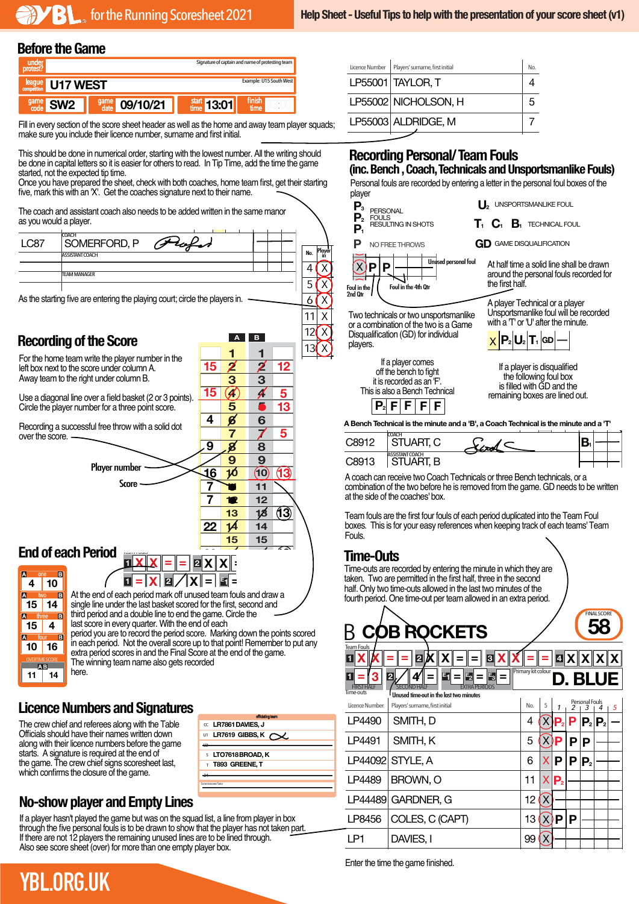# YBL for the Running Scoresheet 2021

## Help Sheet - Useful Tips to help with the presentation of your score sheet (v1)

## Before the Game

| | |
|---|---|
| under protest? | Signature of captain and name of protesting team |
| league competition | U17 WEST (Example: U15 South West) |
| game code | SW2 |
| game date | 09/10/21 |
| start time | 13:01 |
| finish time | |

Fill in every section of the score sheet header as well as the home and away team player squads; make sure you include their licence number, surname and first initial.

This should be done in numerical order, starting with the lowest number. All the writing should be done in capital letters so it is easier for others to read. In Tip Time, add the time the game started, not the expected tip time.

Once you have prepared the sheet, check with both coaches, home team first, get their starting five, mark this with an 'X'. Get the coaches signature next to their name.

The coach and assistant coach also needs to be added written in the same manor as you would a player.

| Licence Number | Players' surname, first initial | No. |
|---|---|---|
| LP55001 | TAYLOR, T | 4 |
| LP55002 | NICHOLSON, H | 5 |
| LP55003 | ALDRIDGE, M | 7 |

| | |
|---|---|
| LC87 | COACH: SOMERFORD, P |
| | ASSISTANT COACH |
| | TEAM MANAGER |

As the starting five are entering the playing court; circle the players in.

| No. | Player in |
|---|---|
| 4 | (X) |
| 5 | (X) |
| 6 | (X) |
| 11 | X |
| 12 | (X) |
| 13 | (X) |

## Recording of the Score

For the home team write the player number in the left box next to the score under column A. Away team to the right under column B.

Use a diagonal line over a field basket (2 or 3 points). Circle the player number for a three point score.

Recording a successful free throw with a solid dot over the score.

Player number

Score

| A | | B | |
|---|---|---|---|
| | 1 | 1 | |
| 15 | 2 | 2 | 12 |
| | 3 | 3 | |
| 15 | 4 | 4 | 5 |
| | 5 | 5 | 13 |
| 4 | 6 | 6 | |
| | 7 | 7 | 5 |
| 9 | 8 | 8 | |
| | 9 | 9 | |
| 16 | 10 | 10 | 13 |
| 7 | 11 | 11 | |
| 7 | 12 | 12 | |
| | 13 | 13 | 13 |
| 22 | 14 | 14 | |
| | 15 | 15 | |

## End of each Period

| Period | A | B |
|---|---|---|
| one | 4 | 10 |
| two | 15 | 14 |
| three | 15 | 4 |
| four | 10 | 16 |
| OVERTIME SCORE | 11 | 14 |

At the end of each period mark off unused team fouls and draw a single line under the last basket scored for the first, second and third period and a double line to end the game. Circle the last score in every quarter. With the end of each period you are to record the period score. Marking down the points scored in each period. Not the overall score up to that point! Remember to put any extra period scores in and the Final Score at the end of the game. The winning team name also gets recorded here.

## Licence Numbers and Signatures

The crew chief and referees along with the Table Officials should have their names written down along with their licence numbers before the game starts. A signature is required at the end of the game. The crew chief signs scoresheet last, which confirms the closure of the game.

officiating team

| | |
|---|---|
| CC | LR7861 DAVIES, J |
| U1 | LR7619 GIBBS, K |
| S | LTO7618 BROAD, K |
| T | T893 GREENE, T |

## No-show player and Empty Lines

If a player hasn't played the game but was on the squad list, a line from player in box through the five personal fouls is to be drawn to show that the player has not taken part. If there are not 12 players the remaining unused lines are to be lined through. Also see score sheet (over) for more than one empty player box.

## Recording Personal/ Team Fouls
### (inc. Bench, Coach, Technicals and Unsportsmanlike Fouls)

Personal fouls are recorded by entering a letter in the personal foul boxes of the player

- $P_3$, $P_2$, $P_1$ — PERSONAL FOULS RESULTING IN SHOTS
- P — NO FREE THROWS
- $U_2$ — UNSPORTSMANLIKE FOUL
- $T_1$ $C_1$ $B_1$ — TECHNICAL FOUL
- GD — GAME DISQUALIFICATION

Unused personal foul

Foul in the 2nd Qtr — Foul in the 4th Qtr

At half time a solid line shall be drawn around the personal fouls recorded for the first half.

Two technicals or two unsportsmanlike or a combination of the two is a Game Disqualification (GD) for individual players.

A player Technical or a player Unsportsmanlike foul will be recorded with a 'T' or 'U' after the minute.

If a player comes off the bench to fight it is recorded as an 'F'. This is also a Bench Technical

If a player is disqualified the following foul box is filled with GD and the remaining boxes are lined out.

A Bench Technical is the minute and a 'B', a Coach Technical is the minute and a 'T'

| | | |
|---|---|---|
| C8912 | COACH: STUART, C | $B_1$ |
| C8913 | ASSISTANT COACH: STUART, B | |

A coach can receive two Coach Technicals or three Bench technicals, or a combination of the two before he is removed from the game. GD needs to be written at the side of the coaches' box.

Team fouls are the first four fouls of each period duplicated into the Team Foul boxes. This is for your easy references when keeping track of each teams' Team Fouls.

## Time-Outs

Time-outs are recorded by entering the minute in which they are taken. Two are permitted in the first half, three in the second half. Only two time-outs allowed in the last two minutes of the fourth period. One time-out per team allowed in an extra period.

B COB ROCKETS — FINAL SCORE 58

Primary kit colour: D. BLUE

Unused time-out in the last two minutes

| Licence Number | Players' surname, first initial | No. | 5 | 1 | 2 | 3 | 4 | 5 |
|---|---|---|---|---|---|---|---|---|
| LP4490 | SMITH, D | 4 | (X) | $P_2$ | P | $P_2$ | $P_2$ | |
| LP4491 | SMITH, K | 5 | (X) | P | P | P | | |
| LP44092 | STYLE, A | 6 | X | P | P | $P_2$ | | |
| LP4489 | BROWN, O | 11 | X | $P_2$ | | | | |
| LP44489 | GARDNER, G | 12 | (X) | | | | | |
| LP8456 | COLES, C (CAPT) | 13 | (X) | P | P | | | |
| LP1 | DAVIES, I | 99 | (X) | | | | | |

Enter the time the game finished.

YBL.ORG.UK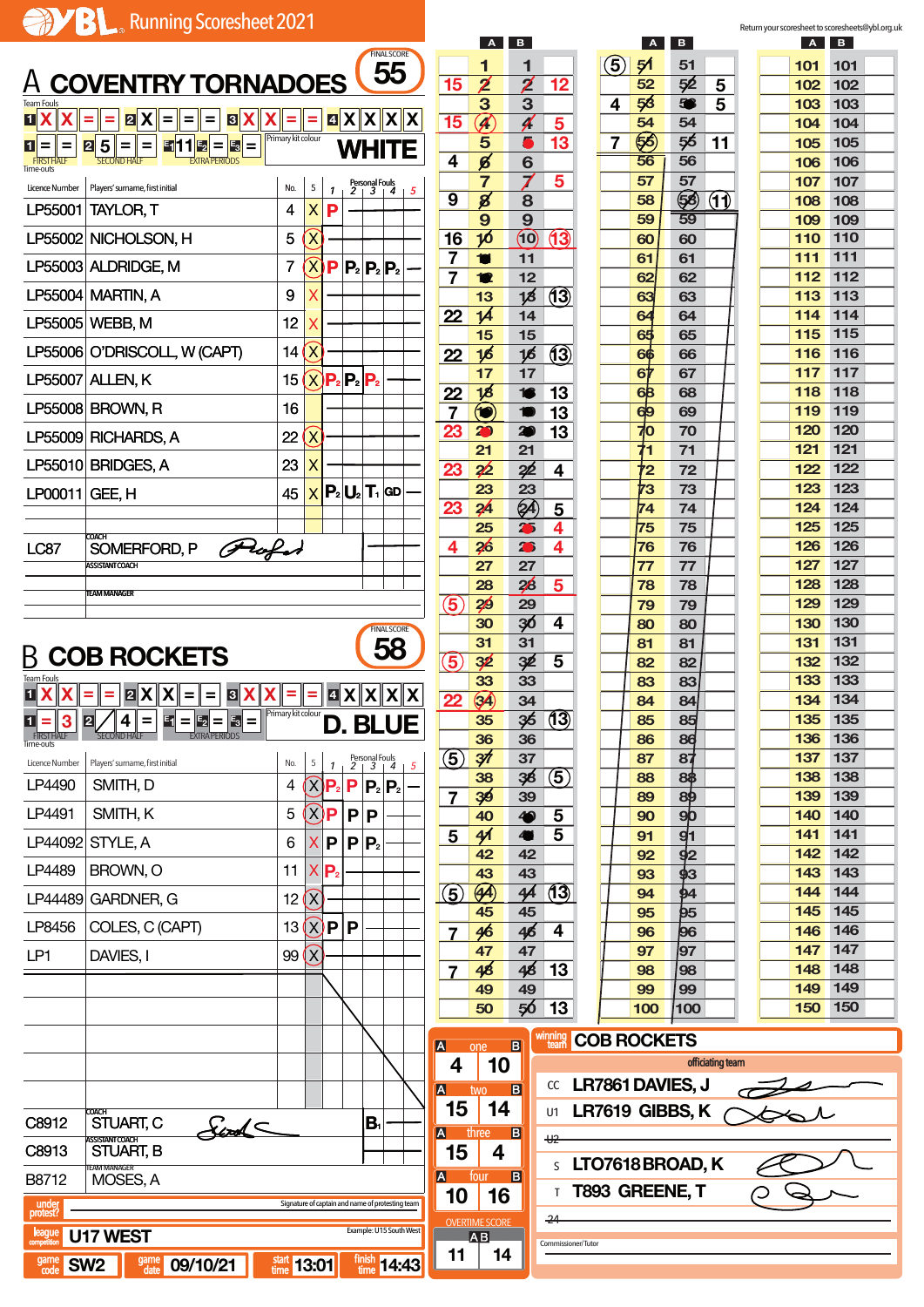# YBL Running Scoresheet 2021

Return your scoresheet to scoresheets@ybl.org.uk

## A COVENTRY TORNADOES

FINAL SCORE **55**

Team Fouls: 1 X X = = | 2 X = = = | 3 X X = = | 4 X X X X

Time-outs: 1 = = | 2 5 = = | E1 11 E2 = E3 = (FIRST HALF / SECOND HALF / EXTRA PERIODS)

Primary kit colour: **WHITE**

| Licence Number | Players' surname, first initial | No. | 5 | 1 | 2 | 3 | 4 | 5 |
|---|---|---|---|---|---|---|---|---|
| LP55001 | TAYLOR, T | 4 | X | P | | | | |
| LP55002 | NICHOLSON, H | 5 | (X) | | | | | |
| LP55003 | ALDRIDGE, M | 7 | (X) | P | $P_2$ | $P_2$ | $P_2$ | — |
| LP55004 | MARTIN, A | 9 | X | | | | | |
| LP55005 | WEBB, M | 12 | X | | | | | |
| LP55006 | O'DRISCOLL, W (CAPT) | 14 | (X) | | | | | |
| LP55007 | ALLEN, K | 15 | (X) | $P_2$ | $P_2$ | $P_2$ | | |
| LP55008 | BROWN, R | 16 | | | | | | |
| LP55009 | RICHARDS, A | 22 | (X) | | | | | |
| LP55010 | BRIDGES, A | 23 | X | | | | | |
| LP00011 | GEE, H | 45 | X | $P_2$ | $U_2$ | $T_1$ | GD | — |

| | | |
|---|---|---|
| LC87 | COACH: SOMERFORD, P | (signature) |
| | ASSISTANT COACH | |
| | TEAM MANAGER | |

## B COB ROCKETS

FINAL SCORE **58**

Team Fouls: 1 X X = = | 2 X X = = | 3 X X = = | 4 X X X X

Time-outs: 1 = 3 | 2 / 4 = | E1 = E2 = E3 = (FIRST HALF / SECOND HALF / EXTRA PERIODS)

Primary kit colour: **D. BLUE**

| Licence Number | Players' surname, first initial | No. | 5 | 1 | 2 | 3 | 4 | 5 |
|---|---|---|---|---|---|---|---|---|
| LP4490 | SMITH, D | 4 | (X) | $P_2$ | P | $P_2$ | $P_2$ | — |
| LP4491 | SMITH, K | 5 | (X) | P | P | P | | |
| LP44092 | STYLE, A | 6 | X | P | P | $P_2$ | | |
| LP4489 | BROWN, O | 11 | X | $P_2$ | | | | |
| LP44489 | GARDNER, G | 12 | (X) | | | | | |
| LP8456 | COLES, C (CAPT) | 13 | (X) | P | P | | | |
| LP1 | DAVIES, I | 99 | (X) | | | | | |

| | | | |
|---|---|---|---|
| C8912 | COACH: STUART, C | (signature) | $B_1$ |
| C8913 | ASSISTANT COACH: STUART, B | | |
| B8712 | TEAM MANAGER: MOSES, A | | |

under protest? — Signature of captain and name of protesting team

league competition: **U17 WEST** (Example: U15 South West)

game code: **SW2** | game date: **09/10/21** | start time: **13:01** | finish time: **14:43**

## Period scores

| Period | A | B |
|---|---|---|
| one | 4 | 10 |
| two | 15 | 14 |
| three | 15 | 4 |
| four | 10 | 16 |
| OVERTIME SCORE | 11 | 14 |

## Running score

| A player | A | B | B player |
|---|---|---|---|
| | 1 | 1 | |
| 15 | 2 | 2 | 12 |
| | 3 | 3 | |
| 15 | (4) | 4 | 5 |
| | 5 | 5 | 13 |
| 4 | 6 | 6 | |
| | 7 | 7 | 5 |
| 9 | 8 | 8 | |
| | 9 | 9 | |
| 16 | 10 | (10) | (13) |
| 7 | 11 | 11 | |
| 7 | 12 | 12 | |
| | 13 | 13 | (13) |
| 22 | 14 | 14 | |
| | 15 | 15 | |
| 22 | 16 | 16 | (13) |
| | 17 | 17 | |
| 22 | 18 | 18 | 13 |
| 7 | (19) | 19 | 13 |
| 23 | 20 | 20 | 13 |
| | 21 | 21 | |
| 23 | 22 | 22 | 4 |
| | 23 | 23 | |
| 23 | 24 | (24) | 5 |
| | 25 | 25 | 4 |
| 4 | 26 | 26 | 4 |
| | 27 | 27 | |
| | 28 | 28 | 5 |
| (5) | 29 | 29 | |
| | 30 | 30 | 4 |
| | 31 | 31 | |
| (5) | 32 | 32 | 5 |
| | 33 | 33 | |
| 22 | (34) | 34 | |
| | 35 | 35 | (13) |
| | 36 | 36 | |
| (5) | 37 | 37 | |
| | 38 | 38 | (5) |
| 7 | 39 | 39 | |
| | 40 | 40 | 5 |
| 5 | 41 | 41 | 5 |
| | 42 | 42 | |
| | 43 | 43 | |
| (5) | (44) | 44 | (13) |
| | 45 | 45 | |
| 7 | 46 | 46 | 4 |
| | 47 | 47 | |
| 7 | 48 | 48 | 13 |
| | 49 | 49 | |
| | 50 | 50 | 13 |
| (5) | 51 | 51 | |
| | 52 | 52 | 5 |
| 4 | 53 | 53 | 5 |
| | 54 | 54 | |
| 7 | (55) | 55 | 11 |
| | 56 | 56 | |
| | 57 | 57 | |
| | 58 | (58) | (11) |
| | 59 | 59 | |
| | 60 | 60 | |

Numbers 61–150 unused.

winning team: **COB ROCKETS**

## officiating team

| | | |
|---|---|---|
| CC | LR7861 DAVIES, J | (signature) |
| U1 | LR7619 GIBBS, K | (signature) |
| U2 | — | |
| S | LTO7618 BROAD, K | (signature) |
| T | T893 GREENE, T | (signature) |
| 24 | — | |

Commissioner/Tutor